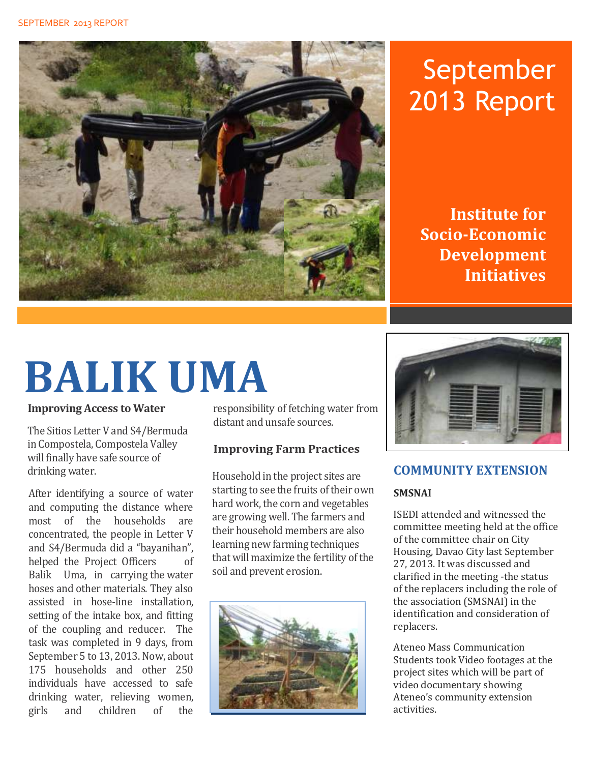# September 2013 Report

**Institute for Socio-Economic Development Initiatives**

# BALIK UMA

### Improving Access to Water

The Sitios Letter V and S4/Bermuda in Compostela, Compostela Valley will finally have safe source of drinking water.

After identifying a source of water and computing the distance where most of the households are concentrated, the people in Letter V and S4/Bermuda did a "bayanihan", helped the Project Officers of Balik Uma, in carrying the water hoses and other materials. They also assisted in hose-line installation, setting of the intake box, and fitting of the coupling and reducer. The task was completed in 9 days, from September 5 to 13, 2013. Now, about 175 households and other 250 individuals have accessed to safe drinking water, relieving women, girls and children of the responsibility of fetching water from distant and unsafe sources.

### Improving Farm Practices

Household in the project sites are starting to see the fruits of their own hard work, the corn and vegetables are growing well. The farmers and their household members are also learning new farming techniques that will maximize the fertility of the soil and prevent erosion.

## COMMUNITY EXTENSION

**SMSNAI**

ISEDI attended and witnessed the committee meeting held at the office of the committee chair on City Housing, Davao City last September 27, 2013. It was discussed and clarified in the meeting -the status of the replacers including the role of the association (SMSNAI) in the identification and consideration of replacers.

Ateneo Mass Communication Students took Video footages at the project sites which will be part of video documentary showing Ateneo's community extension activities.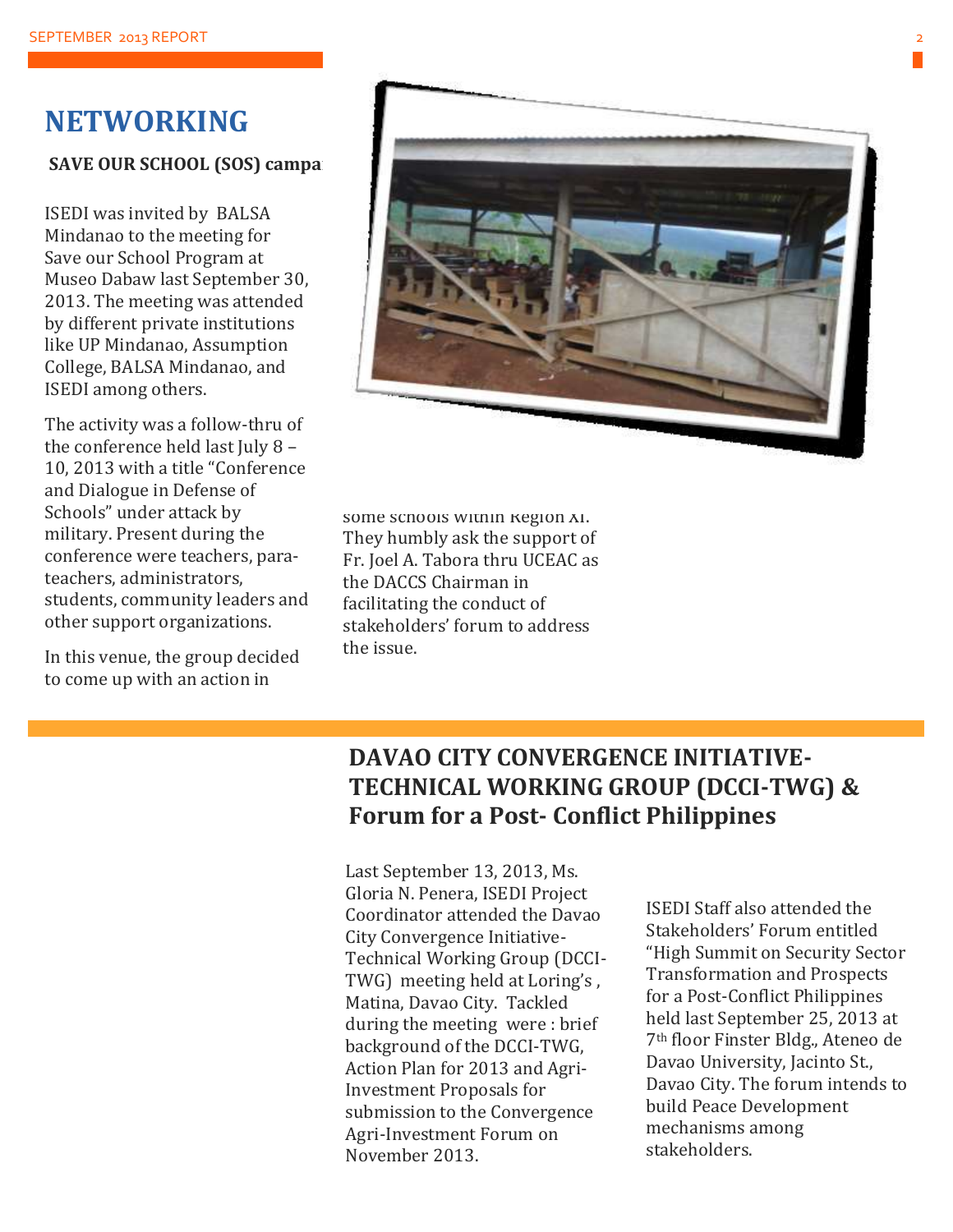# NETWORKING

**SAVE OUR SCHOOL (SOS) campa**

ISEDI was invited by BALSA Mindanao to the meeting for Save our School Program at Museo Dabaw last September 30, 2013. The meeting was attended by different private institutions like UP Mindanao, Assumption College, BALSA Mindanao, and ISEDI among others.

The activity was a follow-thru of the conference held last July 8 – 10, 2013 with a title "Conference and Dialogue in Defense of Schools" under attack by military. Present during the conference were teachers, para-teachers, administrators, students, community leaders and other support organizations.

In this venue, the group decided to come up with an action in

some schools within Region XI. They humbly ask the support of Fr. Joel A. Tabora thru UCEAC as the DACCS Chairman in facilitating the conduct of stakeholders' forum to address the issue.

## DAVAO CITY CONVERGENCE INITIATIVE-TECHNICAL WORKING GROUP (DCCI-TWG) & Forum for a Post- Conflict Philippines

Last September 13, 2013, Ms. Gloria N. Penera, ISEDI Project Coordinator attended the Davao City Convergence Initiative-Technical Working Group (DCCI-TWG) meeting held at Loring's , Matina, Davao City. Tackled during the meeting were : brief background of the DCCI-TWG, Action Plan for 2013 and Agri-Investment Proposals for submission to the Convergence Agri-Investment Forum on November 2013.

ISEDI Staff also attended the Stakeholders' Forum entitled "High Summit on Security Sector Transformation and Prospects for a Post-Conflict Philippines held last September 25, 2013 at 7th floor Finster Bldg., Ateneo de Davao University, Jacinto St., Davao City. The forum intends to build Peace Development mechanisms among stakeholders.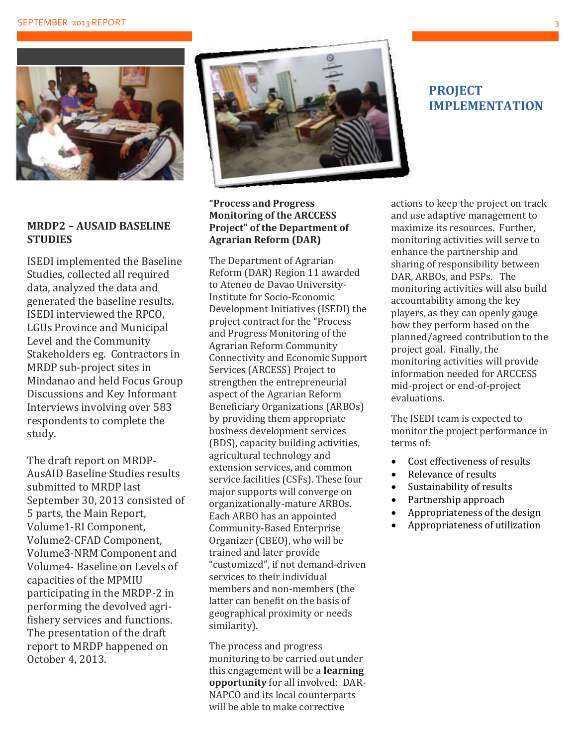## PROJECT IMPLEMENTATION

### MRDP2 – AUSAID BASELINE STUDIES

ISEDI implemented the Baseline Studies, collected all required data, analyzed the data and generated the baseline results. ISEDI interviewed the RPCO, LGUs Province and Municipal Level and the Community Stakeholders eg. Contractors in MRDP sub-project sites in Mindanao and held Focus Group Discussions and Key Informant Interviews involving over 583 respondents to complete the study.

The draft report on MRDP-AusAID Baseline Studies results submitted to MRDP last September 30, 2013 consisted of 5 parts, the Main Report, Volume1-RI Component, Volume2-CFAD Component, Volume3-NRM Component and Volume4- Baseline on Levels of capacities of the MPMIU participating in the MRDP-2 in performing the devolved agri-fishery services and functions. The presentation of the draft report to MRDP happened on October 4, 2013.

### "Process and Progress Monitoring of the ARCCESS Project" of the Department of Agrarian Reform (DAR)

The Department of Agrarian Reform (DAR) Region 11 awarded to Ateneo de Davao University-Institute for Socio-Economic Development Initiatives (ISEDI) the project contract for the "Process and Progress Monitoring of the Agrarian Reform Community Connectivity and Economic Support Services (ARCESS) Project to strengthen the entrepreneurial aspect of the Agrarian Reform Beneficiary Organizations (ARBOs) by providing them appropriate business development services (BDS), capacity building activities, agricultural technology and extension services, and common service facilities (CSFs). These four major supports will converge on organizationally-mature ARBOs. Each ARBO has an appointed Community-Based Enterprise Organizer (CBEO), who will be trained and later provide "customized", if not demand-driven services to their individual members and non-members (the latter can benefit on the basis of geographical proximity or needs similarity).

The process and progress monitoring to be carried out under this engagement will be a **learning opportunity** for all involved: DAR-NAPCO and its local counterparts will be able to make corrective actions to keep the project on track and use adaptive management to maximize its resources. Further, monitoring activities will serve to enhance the partnership and sharing of responsibility between DAR, ARBOs, and PSPs. The monitoring activities will also build accountability among the key players, as they can openly gauge how they perform based on the planned/agreed contribution to the project goal. Finally, the monitoring activities will provide information needed for ARCCESS mid-project or end-of-project evaluations.

The ISEDI team is expected to monitor the project performance in terms of:

- Cost effectiveness of results
- Relevance of results
- Sustainability of results
- Partnership approach
- Appropriateness of the design
- Appropriateness of utilization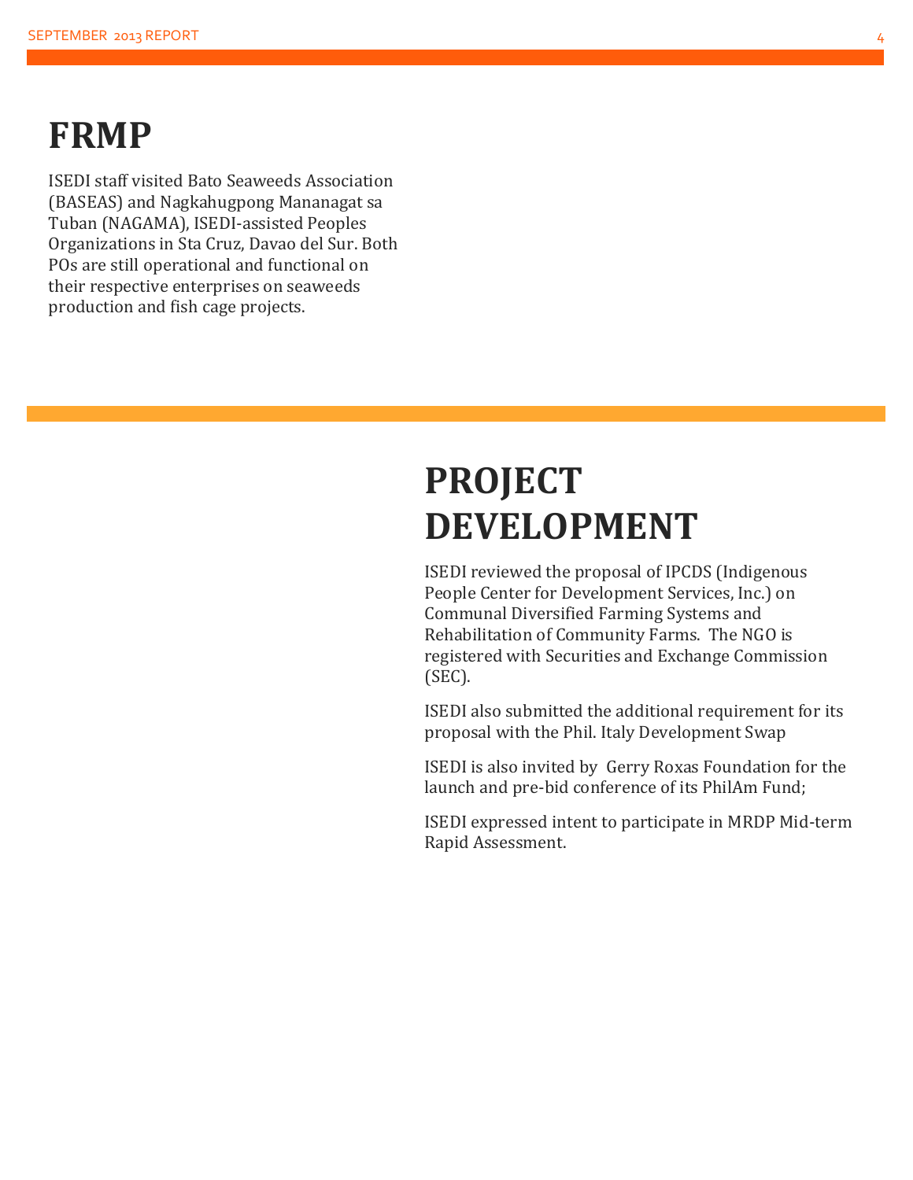# FRMP

ISEDI staff visited Bato Seaweeds Association (BASEAS) and Nagkahugpong Mananagat sa Tuban (NAGAMA), ISEDI-assisted Peoples Organizations in Sta Cruz, Davao del Sur. Both POs are still operational and functional on their respective enterprises on seaweeds production and fish cage projects.

# PROJECT DEVELOPMENT

ISEDI reviewed the proposal of IPCDS (Indigenous People Center for Development Services, Inc.) on Communal Diversified Farming Systems and Rehabilitation of Community Farms. The NGO is registered with Securities and Exchange Commission (SEC).

ISEDI also submitted the additional requirement for its proposal with the Phil. Italy Development Swap

ISEDI is also invited by Gerry Roxas Foundation for the launch and pre-bid conference of its PhilAm Fund;

ISEDI expressed intent to participate in MRDP Mid-term Rapid Assessment.